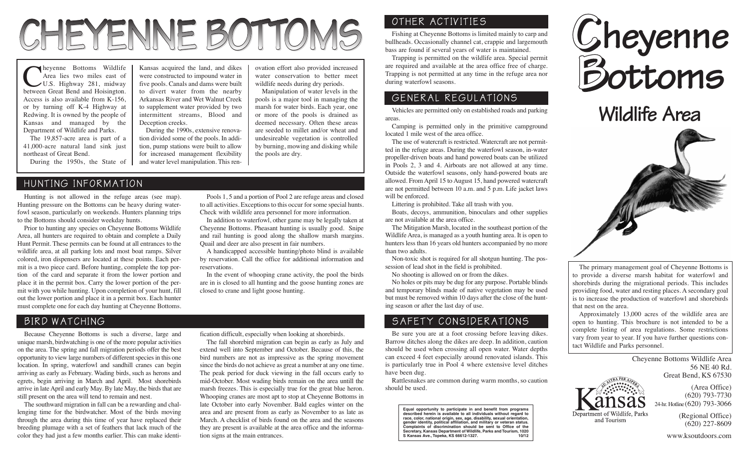# CHEYENNE BOTTOMS

Cheyenne Bottoms Wildlife Area lies two miles east of U.S. Highway 281, midway between Great Bend and Hoisington. Access is also available from K-156, or by turning off K-4 Highway at Redwing. It is owned by the people of Kansas and managed by the Department of Wildlife and Parks.

The 19,857-acre area is part of a 41,000-acre natural land sink just northeast of Great Bend.

During the 1950s, the State of Kansas acquired the land, and dikes were constructed to impound water in five pools. Canals and dams were built to divert water from the nearby Arkansas River and Wet Walnut Creek to supplement water provided by two intermittent streams, Blood and Deception creeks.

During the 1990s, extensive renovation divided some of the pools. In addition, pump stations were built to allow for increased management flexibility and water level manipulation. This renovation effort also provided increased water conservation to better meet wildlife needs during dry periods.

Manipulation of water levels in the pools is a major tool in managing the marsh for water birds. Each year, one or more of the pools is drained as deemed necessary. Often these areas are seeded to millet and/or wheat and undesireable vegetation is controlled by burning, mowing and disking while the pools are dry.

## HUNTING INFORMATION

Hunting is not allowed in the refuge areas (see map). Hunting pressure on the Bottoms can be heavy during waterfowl season, particularly on weekends. Hunters planning trips to the Bottoms should consider weekday hunts.

Prior to hunting any species on Cheyenne Bottoms Wildlife Area, all hunters are required to obtain and complete a Daily Hunt Permit. These permits can be found at all entrances to the wildlife area, at all parking lots and most boat ramps. Silver colored, iron dispensers are located at these points. Each permit is a two piece card. Before hunting, complete the top portion of the card and separate it from the lower portion and place it in the permit box. Carry the lower portion of the permit with you while hunting. Upon completion of your hunt, fill out the lower portion and place it in a permit box. Each hunter must complete one for each day hunting at Cheyenne Bottoms.

Pools 1, 5 and a portion of Pool 2 are refuge areas and closed to all activities. Exceptions to this occur for some special hunts. Check with wildlife area personnel for more information.

In addition to waterfowl, other game may be legally taken at Cheyenne Bottoms. Pheasant hunting is usually good. Snipe and rail hunting is good along the shallow marsh margins. Quail and deer are also present in fair numbers.

A handicapped accessible hunting/photo blind is available by reservation. Call the office for additional information and reservations.

In the event of whooping crane activity, the pool the birds are in is closed to all hunting and the goose hunting zones are closed to crane and light goose hunting.

## BIRD WATCHING

Because Cheyenne Bottoms is such a diverse, large and unique marsh, birdwatching is one of the more popular activities on the area. The spring and fall migration periods offer the best opportunity to view large numbers of different species in this one location. In spring, waterfowl and sandhill cranes can begin arriving as early as February. Wading birds, such as herons and egrets, begin arriving in March and April. Most shorebirds arrive in late April and early May. By late May, the birds that are still present on the area will tend to remain and nest.

The southward migration in fall can be a rewarding and challenging time for the birdwatcher. Most of the birds moving through the area during this time of year have replaced their breeding plumage with a set of feathers that lack much of the color they had just a few months earlier. This can make identification difficult, especially when looking at shorebirds.

The fall shorebird migration can begin as early as July and extend well into September and October. Because of this, the bird numbers are not as impressive as the spring movement since the birds do not achieve as great a number at any one time. The peak period for duck viewing in the fall occurs early to mid-October. Most wading birds remain on the area untill the marsh freezes. This is especially true for the great blue heron. Whooping cranes are most apt to stop at Cheyenne Bottoms in late October into early November. Bald eagles winter on the area and are present from as early as November to as late as March. A checklist of birds found on the area and the seasons they are present is available at the area office and the information signs at the main entrances.

## OTHER ACTIVITIES

Fishing at Cheyenne Bottoms is limited mainly to carp and bullheads. Occasionally channel cat, crappie and largemouth bass are found if several years of water is maintained.

Trapping is permitted on the wildlife area. Special permit are required and available at the area office free of charge. Trapping is not permitted at any time in the refuge area nor during waterfowl seasons.

## GENERAL REGULATIONS

Vehicles are permitted only on established roads and parking areas.

Camping is permitted only in the primitive campground located 1 mile west of the area office.

The use of watercraft is restricted. Watercraft are not permitted in the refuge areas. During the waterfowl season, in-water propeller-driven boats and hand powered boats can be utilized in Pools 2, 3 and 4. Airboats are not allowed at any time. Outside the waterfowl seasons, only hand-powered boats are allowed. From April 15 to August 15, hand powered watercraft are not permitted between 10 a.m. and 5 p.m. Life jacket laws will be enforced.

Littering is prohibited. Take all trash with you.

Boats, decoys, ammunition, binoculars and other supplies are not available at the area office.

The Mitigation Marsh, located in the southeast portion of the Wildlife Area, is managed as a youth hunting area. It is open to hunters less than 16 years old hunters accompanied by no more than two adults.

Non-toxic shot is required for all shotgun hunting. The possession of lead shot in the field is prohibited.

No shooting is allowed on or from the dikes.

No holes or pits may be dug for any purpose. Portable blinds and temporary blinds made of native vegetation may be used but must be removed within 10 days after the close of the hunting season or after the last day of use.

## SAFETY CONSIDERATIONS

Be sure you are at a foot crossing before leaving dikes. Barrow ditches along the dikes are deep. In addition, caution should be used when crossing all open water. Water depths can exceed 4 feet especially around renovated islands. This is particularly true in Pool 4 where extensive level ditches have been dug.

Rattlesnakes are common during warm months, so caution should be used.

**Equal opportunity to participate in and benefit from programs described herein is available to all individuals without regard to race, color, national origin, sex, age, disability, sexual orientation, gender identity, political affiliation, and military or veteran status. Complaints of discrimination should be sent to Office of the Secretary, Kansas Department of Wildlife, Parks and Tourism, 1020 S Kansas Ave., Topeka, KS 66612-1327. 10/12**

# Cheyenne Bottoms

## Wildlife Area

The primary management goal of Cheyenne Bottoms is to provide a diverse marsh habitat for waterfowl and shorebirds during the migrational periods. This includes providing food, water and resting places. A secondary goal is to increase the production of waterfowl and shorebirds that nest on the area.

Approximately 13,000 acres of the wildlife area are open to hunting. This brochure is not intended to be a complete listing of area regulations. Some restrictions vary from year to year. If you have further questions contact Wildlife and Parks personnel.

Cheyenne Bottoms Wildlife Area
56 NE 40 Rd.
Great Bend, KS 67530

(Area Office)
(620) 793-7730
24-hr. Hotline (620) 793-3066

(Regional Office)
(620) 227-8609

Kansas
Department of Wildlife, Parks and Tourism

www.ksoutdoors.com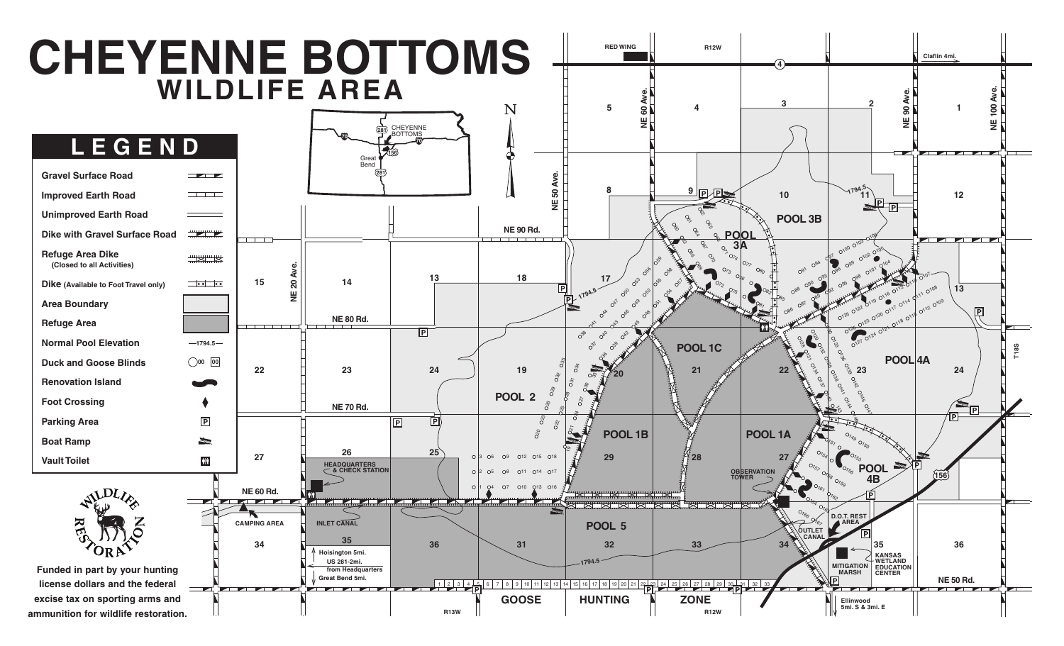# CHEYENNE BOTTOMS

## WILDLIFE AREA

## LEGEND

| | |
|---|---|
| Gravel Surface Road | |
| Improved Earth Road | |
| Unimproved Earth Road | |
| Dike with Gravel Surface Road | |
| Refuge Area Dike (Closed to all Activities) | |
| Dike (Available to Foot Travel only) | |
| Area Boundary | |
| Refuge Area | |
| Normal Pool Elevation | —1794.5— |
| Duck and Goose Blinds | 00 |
| Renovation Island | |
| Foot Crossing | |
| Parking Area | P |
| Boat Ramp | |
| Vault Toilet | |

WILDLIFE RESTORATION

Funded in part by your hunting license dollars and the federal excise tax on sporting arms and ammunition for wildlife restoration.

CHEYENNE BOTTOMS
Great Bend
70
281
156

N

RED WING
R12W
4
Claflin 4mi.
NE 60 Ave.
NE 90 Ave.
NE 100 Ave.
NE 50 Ave.
NE 90 Rd.
NE 20 Ave.
NE 80 Rd.
NE 70 Rd.
NE 60 Rd.
NE 50 Rd.
T18S

POOL 3A
POOL 3B
POOL 1C
POOL 4A
POOL 2
POOL 1B
POOL 1A
POOL 4B
POOL 5

1794.5

HEADQUARTERS & CHECK STATION
CAMPING AREA
INLET CANAL
OBSERVATION TOWER
OUTLET CANAL
D.O.T. REST AREA
MITIGATION MARSH
KANSAS WETLAND EDUCATION CENTER

Hoisington 5mi.
US 281-2mi. from Headquarters
Great Bend 5mi.
Ellinwood 5mi. S & 3mi. E

GOOSE HUNTING ZONE

R13W
R12W